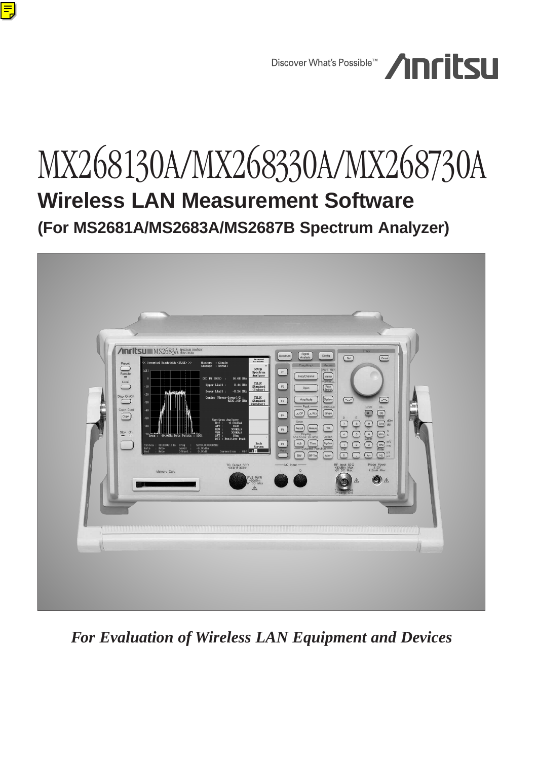Discover What's Possible™

# MX268130A/MX268330A/MX268730A

## Wireless LAN Measurement Software

### (For MS2681A/MS2683A/MS2687B Spectrum Analyzer)

*For Evaluation of Wireless LAN Equipment and Devices*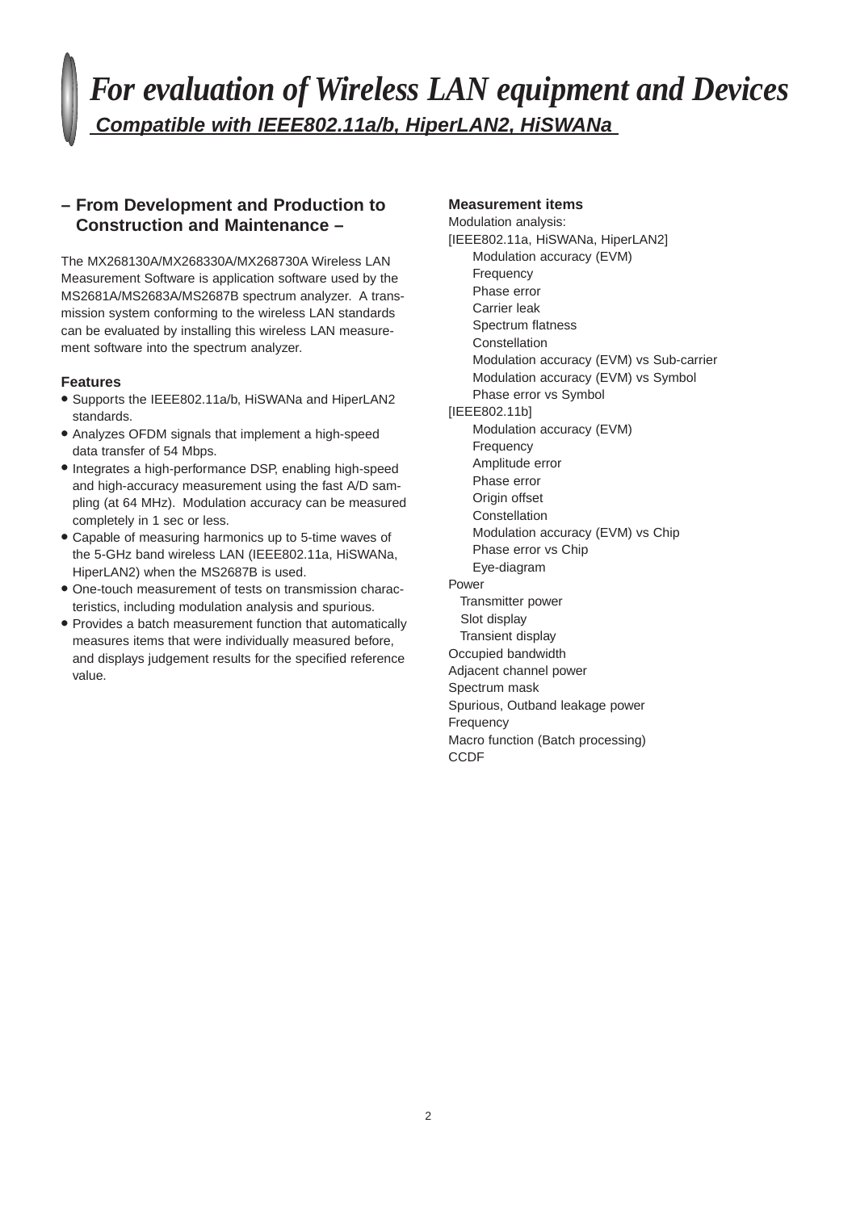# *For evaluation of Wireless LAN equipment and Devices*

## ***Compatible with IEEE802.11a/b, HiperLAN2, HiSWANa***

### – From Development and Production to Construction and Maintenance –

The MX268130A/MX268330A/MX268730A Wireless LAN Measurement Software is application software used by the MS2681A/MS2683A/MS2687B spectrum analyzer. A transmission system conforming to the wireless LAN standards can be evaluated by installing this wireless LAN measurement software into the spectrum analyzer.

#### Features

- Supports the IEEE802.11a/b, HiSWANa and HiperLAN2 standards.
- Analyzes OFDM signals that implement a high-speed data transfer of 54 Mbps.
- Integrates a high-performance DSP, enabling high-speed and high-accuracy measurement using the fast A/D sampling (at 64 MHz). Modulation accuracy can be measured completely in 1 sec or less.
- Capable of measuring harmonics up to 5-time waves of the 5-GHz band wireless LAN (IEEE802.11a, HiSWANa, HiperLAN2) when the MS2687B is used.
- One-touch measurement of tests on transmission characteristics, including modulation analysis and spurious.
- Provides a batch measurement function that automatically measures items that were individually measured before, and displays judgement results for the specified reference value.

#### Measurement items

Modulation analysis:

[IEEE802.11a, HiSWANa, HiperLAN2]
- Modulation accuracy (EVM)
- Frequency
- Phase error
- Carrier leak
- Spectrum flatness
- Constellation
- Modulation accuracy (EVM) vs Sub-carrier
- Modulation accuracy (EVM) vs Symbol
- Phase error vs Symbol

[IEEE802.11b]
- Modulation accuracy (EVM)
- Frequency
- Amplitude error
- Phase error
- Origin offset
- Constellation
- Modulation accuracy (EVM) vs Chip
- Phase error vs Chip
- Eye-diagram

Power
- Transmitter power
- Slot display
- Transient display

Occupied bandwidth
Adjacent channel power
Spectrum mask
Spurious, Outband leakage power
Frequency
Macro function (Batch processing)
CCDF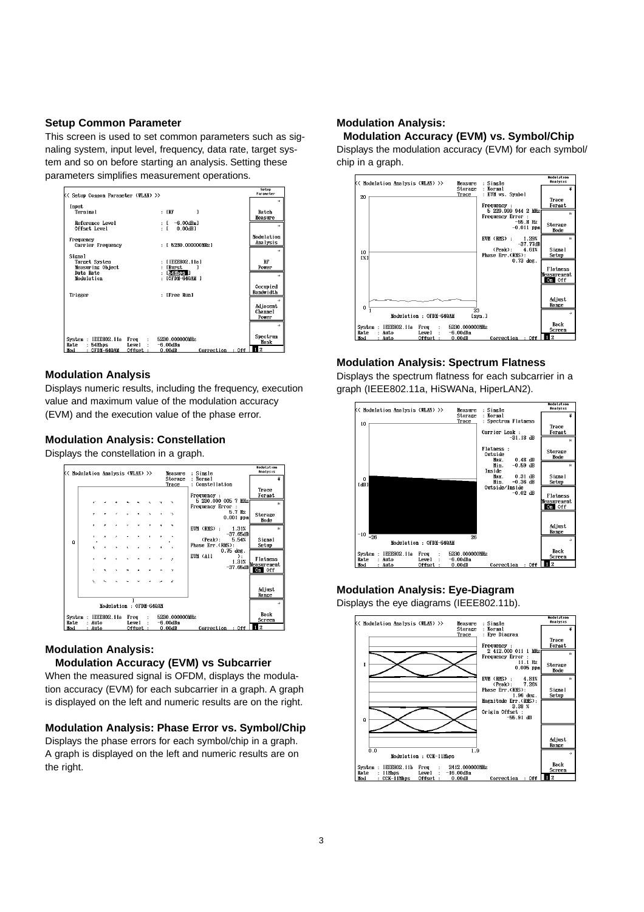### Setup Common Parameter

This screen is used to set common parameters such as signaling system, input level, frequency, data rate, target system and so on before starting an analysis. Setting these parameters simplifies measurement operations.

### Modulation Analysis

Displays numeric results, including the frequency, execution value and maximum value of the modulation accuracy (EVM) and the execution value of the phase error.

### Modulation Analysis: Constellation

Displays the constellation in a graph.

### Modulation Analysis: Modulation Accuracy (EVM) vs Subcarrier

When the measured signal is OFDM, displays the modulation accuracy (EVM) for each subcarrier in a graph. A graph is displayed on the left and numeric results are on the right.

### Modulation Analysis: Phase Error vs. Symbol/Chip

Displays the phase errors for each symbol/chip in a graph. A graph is displayed on the left and numeric results are on the right.

### Modulation Analysis: Modulation Accuracy (EVM) vs. Symbol/Chip

Displays the modulation accuracy (EVM) for each symbol/chip in a graph.

### Modulation Analysis: Spectrum Flatness

Displays the spectrum flatness for each subcarrier in a graph (IEEE802.11a, HiSWANa, HiperLAN2).

### Modulation Analysis: Eye-Diagram

Displays the eye diagrams (IEEE802.11b).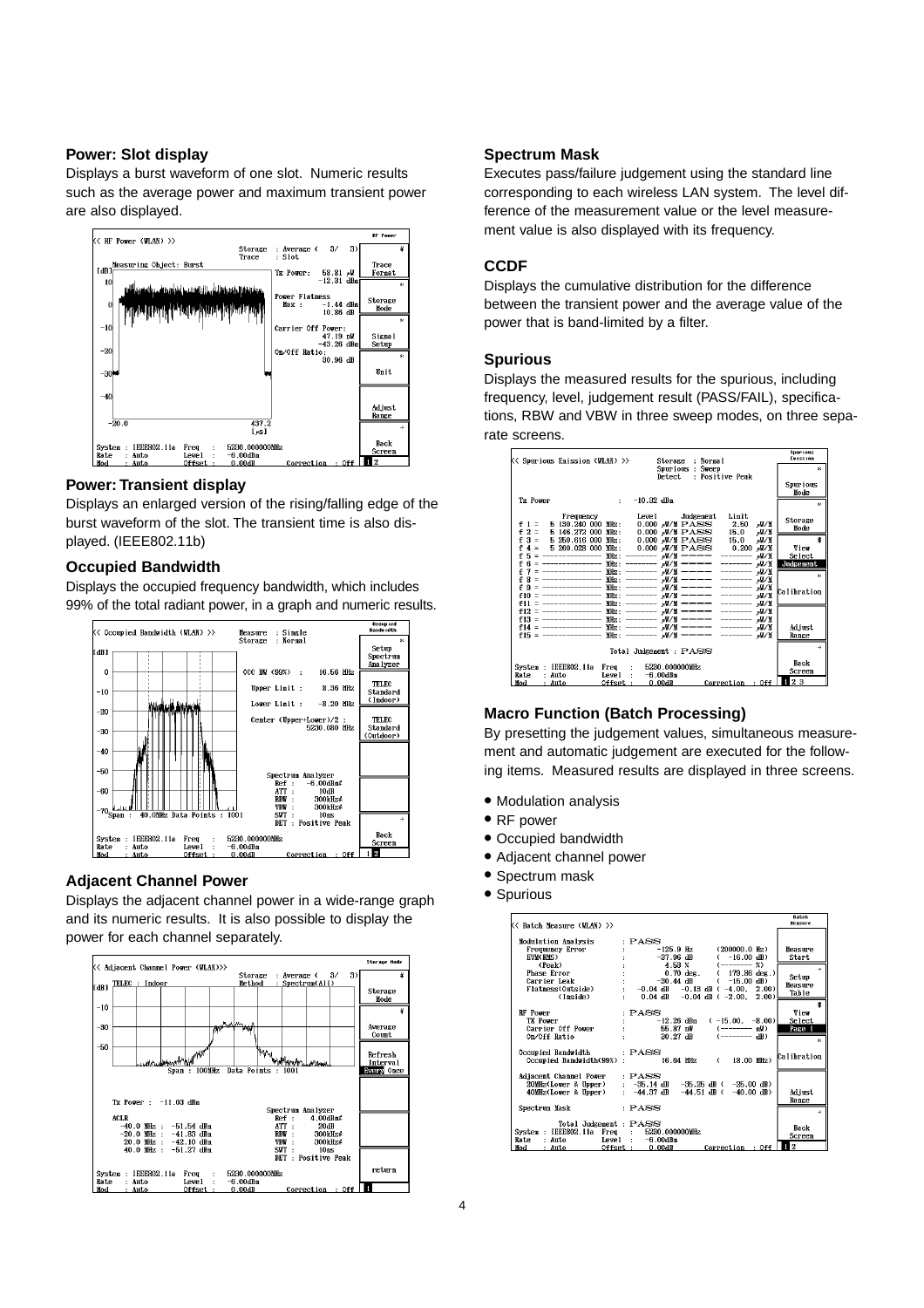### Power: Slot display

Displays a burst waveform of one slot. Numeric results such as the average power and maximum transient power are also displayed.

### Power: Transient display

Displays an enlarged version of the rising/falling edge of the burst waveform of the slot. The transient time is also displayed. (IEEE802.11b)

### Occupied Bandwidth

Displays the occupied frequency bandwidth, which includes 99% of the total radiant power, in a graph and numeric results.

### Adjacent Channel Power

Displays the adjacent channel power in a wide-range graph and its numeric results. It is also possible to display the power for each channel separately.

### Spectrum Mask

Executes pass/failure judgement using the standard line corresponding to each wireless LAN system. The level difference of the measurement value or the level measurement value is also displayed with its frequency.

### CCDF

Displays the cumulative distribution for the difference between the transient power and the average value of the power that is band-limited by a filter.

### Spurious

Displays the measured results for the spurious, including frequency, level, judgement result (PASS/FAIL), specifications, RBW and VBW in three sweep modes, on three separate screens.

### Macro Function (Batch Processing)

By presetting the judgement values, simultaneous measurement and automatic judgement are executed for the following items. Measured results are displayed in three screens.

- Modulation analysis
- RF power
- Occupied bandwidth
- Adjacent channel power
- Spectrum mask
- Spurious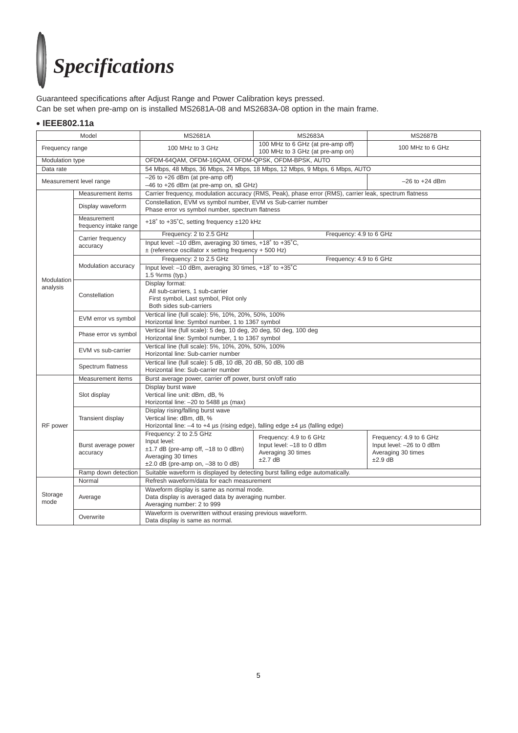# Specifications

Guaranteed specifications after Adjust Range and Power Calibration keys pressed.
Can be set when pre-amp on is installed MS2681A-08 and MS2683A-08 option in the main frame.

- **IEEE802.11a**

| Model | | MS2681A | MS2683A | MS2687B |
|---|---|---|---|---|
| Frequency range | | 100 MHz to 3 GHz | 100 MHz to 6 GHz (at pre-amp off)<br>100 MHz to 3 GHz (at pre-amp on) | 100 MHz to 6 GHz |
| Modulation type | | OFDM-64QAM, OFDM-16QAM, OFDM-QPSK, OFDM-BPSK, AUTO | | |
| Data rate | | 54 Mbps, 48 Mbps, 36 Mbps, 24 Mbps, 18 Mbps, 12 Mbps, 9 Mbps, 6 Mbps, AUTO | | |
| Measurement level range | | –26 to +26 dBm (at pre-amp off)<br>–46 to +26 dBm (at pre-amp on, ≤3 GHz) | | –26 to +24 dBm |
| Modulation analysis | Measurement items | Carrier frequency, modulation accuracy (RMS, Peak), phase error (RMS), carrier leak, spectrum flatness | | |
| | Display waveform | Constellation, EVM vs symbol number, EVM vs Sub-carrier number<br>Phase error vs symbol number, spectrum flatness | | |
| | Measurement frequency intake range | +18˚ to +35˚C, setting frequency ±120 kHz | | |
| | Carrier frequency accuracy | Frequency: 2 to 2.5 GHz | Frequency: 4.9 to 6 GHz | |
| | | Input level: –10 dBm, averaging 30 times, +18˚ to +35˚C,<br>± (reference oscillator x setting frequency + 500 Hz) | | |
| | Modulation accuracy | Frequency: 2 to 2.5 GHz | Frequency: 4.9 to 6 GHz | |
| | | Input level: –10 dBm, averaging 30 times, +18˚ to +35˚C<br>1.5 %rms (typ.) | | |
| | Constellation | Display format:<br>All sub-carriers, 1 sub-carrier<br>First symbol, Last symbol, Pilot only<br>Both sides sub-carriers | | |
| | EVM error vs symbol | Vertical line (full scale): 5%, 10%, 20%, 50%, 100%<br>Horizontal line: Symbol number, 1 to 1367 symbol | | |
| | Phase error vs symbol | Vertical line (full scale): 5 deg, 10 deg, 20 deg, 50 deg, 100 deg<br>Horizontal line: Symbol number, 1 to 1367 symbol | | |
| | EVM vs sub-carrier | Vertical line (full scale): 5%, 10%, 20%, 50%, 100%<br>Horizontal line: Sub-carrier number | | |
| | Spectrum flatness | Vertical line (full scale): 5 dB, 10 dB, 20 dB, 50 dB, 100 dB<br>Horizontal line: Sub-carrier number | | |
| RF power | Measurement items | Burst average power, carrier off power, burst on/off ratio | | |
| | Slot display | Display burst wave<br>Vertical line unit: dBm, dB, %<br>Horizontal line: –20 to 5488 µs (max) | | |
| | Transient display | Display rising/falling burst wave<br>Vertical line: dBm, dB, %<br>Horizontal line: –4 to +4 µs (rising edge), falling edge ±4 µs (falling edge) | | |
| | Burst average power accuracy | Frequency: 2 to 2.5 GHz<br>Input level:<br>±1.7 dB (pre-amp off, –18 to 0 dBm)<br>Averaging 30 times<br>±2.0 dB (pre-amp on, –38 to 0 dB) | Frequency: 4.9 to 6 GHz<br>Input level: –18 to 0 dBm<br>Averaging 30 times<br>±2.7 dB | Frequency: 4.9 to 6 GHz<br>Input level: –26 to 0 dBm<br>Averaging 30 times<br>±2.9 dB |
| | Ramp down detection | Suitable waveform is displayed by detecting burst falling edge automatically. | | |
| Storage mode | Normal | Refresh waveform/data for each measurement | | |
| | Average | Waveform display is same as normal mode.<br>Data display is averaged data by averaging number.<br>Averaging number: 2 to 999 | | |
| | Overwrite | Waveform is overwritten without erasing previous waveform.<br>Data display is same as normal. | | |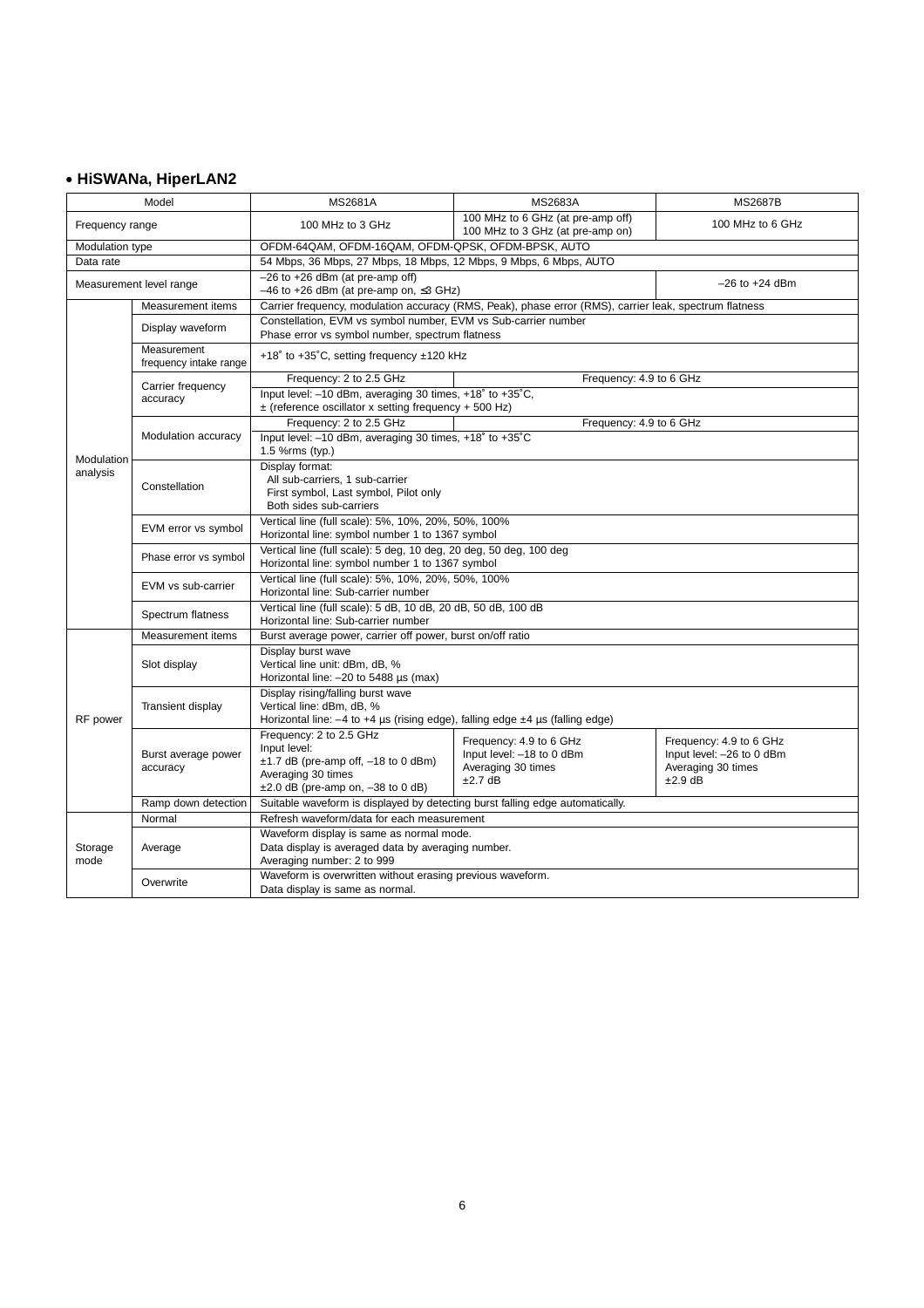- **HiSWANa, HiperLAN2**

| Model | | MS2681A | MS2683A | MS2687B |
|---|---|---|---|---|
| Frequency range | | 100 MHz to 3 GHz | 100 MHz to 6 GHz (at pre-amp off)<br>100 MHz to 3 GHz (at pre-amp on) | 100 MHz to 6 GHz |
| Modulation type | | OFDM-64QAM, OFDM-16QAM, OFDM-QPSK, OFDM-BPSK, AUTO | | |
| Data rate | | 54 Mbps, 36 Mbps, 27 Mbps, 18 Mbps, 12 Mbps, 9 Mbps, 6 Mbps, AUTO | | |
| Measurement level range | | –26 to +26 dBm (at pre-amp off)<br>–46 to +26 dBm (at pre-amp on, ≤3 GHz) | | –26 to +24 dBm |
| Modulation analysis | Measurement items | Carrier frequency, modulation accuracy (RMS, Peak), phase error (RMS), carrier leak, spectrum flatness | | |
| | Display waveform | Constellation, EVM vs symbol number, EVM vs Sub-carrier number<br>Phase error vs symbol number, spectrum flatness | | |
| | Measurement frequency intake range | +18˚ to +35˚C, setting frequency ±120 kHz | | |
| | Carrier frequency accuracy | Frequency: 2 to 2.5 GHz | Frequency: 4.9 to 6 GHz | |
| | | Input level: –10 dBm, averaging 30 times, +18˚ to +35˚C,<br>± (reference oscillator x setting frequency + 500 Hz) | | |
| | Modulation accuracy | Frequency: 2 to 2.5 GHz | Frequency: 4.9 to 6 GHz | |
| | | Input level: –10 dBm, averaging 30 times, +18˚ to +35˚C<br>1.5 %rms (typ.) | | |
| | Constellation | Display format:<br>All sub-carriers, 1 sub-carrier<br>First symbol, Last symbol, Pilot only<br>Both sides sub-carriers | | |
| | EVM error vs symbol | Vertical line (full scale): 5%, 10%, 20%, 50%, 100%<br>Horizontal line: symbol number 1 to 1367 symbol | | |
| | Phase error vs symbol | Vertical line (full scale): 5 deg, 10 deg, 20 deg, 50 deg, 100 deg<br>Horizontal line: symbol number 1 to 1367 symbol | | |
| | EVM vs sub-carrier | Vertical line (full scale): 5%, 10%, 20%, 50%, 100%<br>Horizontal line: Sub-carrier number | | |
| | Spectrum flatness | Vertical line (full scale): 5 dB, 10 dB, 20 dB, 50 dB, 100 dB<br>Horizontal line: Sub-carrier number | | |
| RF power | Measurement items | Burst average power, carrier off power, burst on/off ratio | | |
| | Slot display | Display burst wave<br>Vertical line unit: dBm, dB, %<br>Horizontal line: –20 to 5488 µs (max) | | |
| | Transient display | Display rising/falling burst wave<br>Vertical line: dBm, dB, %<br>Horizontal line: –4 to +4 µs (rising edge), falling edge ±4 µs (falling edge) | | |
| | Burst average power accuracy | Frequency: 2 to 2.5 GHz<br>Input level:<br>±1.7 dB (pre-amp off, –18 to 0 dBm)<br>Averaging 30 times<br>±2.0 dB (pre-amp on, –38 to 0 dB) | Frequency: 4.9 to 6 GHz<br>Input level: –18 to 0 dBm<br>Averaging 30 times<br>±2.7 dB | Frequency: 4.9 to 6 GHz<br>Input level: –26 to 0 dBm<br>Averaging 30 times<br>±2.9 dB |
| | Ramp down detection | Suitable waveform is displayed by detecting burst falling edge automatically. | | |
| Storage mode | Normal | Refresh waveform/data for each measurement | | |
| | Average | Waveform display is same as normal mode.<br>Data display is averaged data by averaging number.<br>Averaging number: 2 to 999 | | |
| | Overwrite | Waveform is overwritten without erasing previous waveform.<br>Data display is same as normal. | | |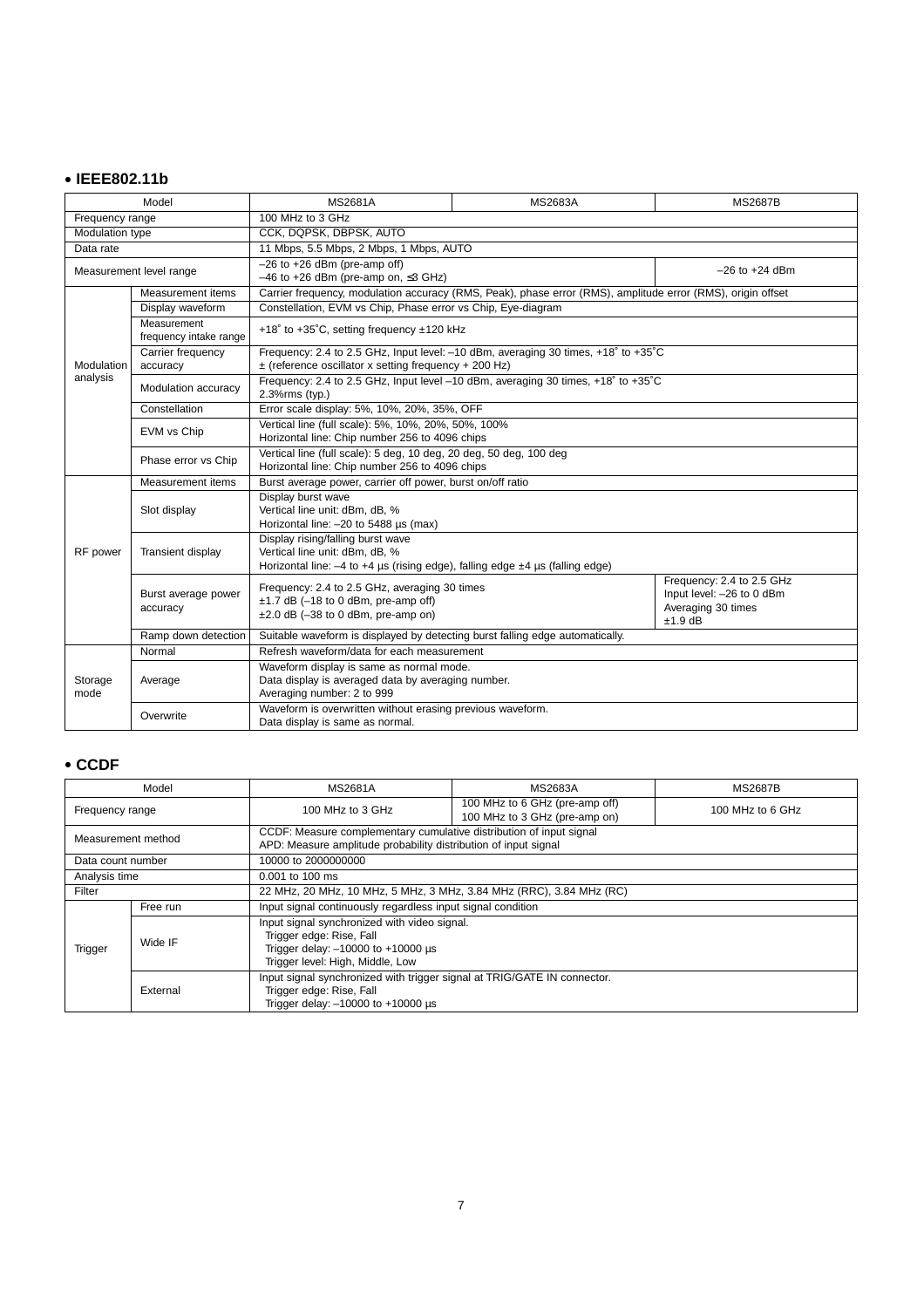- **IEEE802.11b**

| Model | | MS2681A | MS2683A | MS2687B |
|---|---|---|---|---|
| Frequency range | | 100 MHz to 3 GHz | | |
| Modulation type | | CCK, DQPSK, DBPSK, AUTO | | |
| Data rate | | 11 Mbps, 5.5 Mbps, 2 Mbps, 1 Mbps, AUTO | | |
| Measurement level range | | –26 to +26 dBm (pre-amp off)<br>–46 to +26 dBm (pre-amp on, ≤3 GHz) | | –26 to +24 dBm |
| Modulation analysis | Measurement items | Carrier frequency, modulation accuracy (RMS, Peak), phase error (RMS), amplitude error (RMS), origin offset | | |
| | Display waveform | Constellation, EVM vs Chip, Phase error vs Chip, Eye-diagram | | |
| | Measurement frequency intake range | +18˚ to +35˚C, setting frequency ±120 kHz | | |
| | Carrier frequency accuracy | Frequency: 2.4 to 2.5 GHz, Input level: –10 dBm, averaging 30 times, +18˚ to +35˚C<br>± (reference oscillator x setting frequency + 200 Hz) | | |
| | Modulation accuracy | Frequency: 2.4 to 2.5 GHz, Input level –10 dBm, averaging 30 times, +18˚ to +35˚C<br>2.3%rms (typ.) | | |
| | Constellation | Error scale display: 5%, 10%, 20%, 35%, OFF | | |
| | EVM vs Chip | Vertical line (full scale): 5%, 10%, 20%, 50%, 100%<br>Horizontal line: Chip number 256 to 4096 chips | | |
| | Phase error vs Chip | Vertical line (full scale): 5 deg, 10 deg, 20 deg, 50 deg, 100 deg<br>Horizontal line: Chip number 256 to 4096 chips | | |
| RF power | Measurement items | Burst average power, carrier off power, burst on/off ratio | | |
| | Slot display | Display burst wave<br>Vertical line unit: dBm, dB, %<br>Horizontal line: –20 to 5488 µs (max) | | |
| | Transient display | Display rising/falling burst wave<br>Vertical line unit: dBm, dB, %<br>Horizontal line: –4 to +4 µs (rising edge), falling edge ±4 µs (falling edge) | | |
| | Burst average power accuracy | Frequency: 2.4 to 2.5 GHz, averaging 30 times<br>±1.7 dB (–18 to 0 dBm, pre-amp off)<br>±2.0 dB (–38 to 0 dBm, pre-amp on) | | Frequency: 2.4 to 2.5 GHz<br>Input level: –26 to 0 dBm<br>Averaging 30 times<br>±1.9 dB |
| | Ramp down detection | Suitable waveform is displayed by detecting burst falling edge automatically. | | |
| Storage mode | Normal | Refresh waveform/data for each measurement | | |
| | Average | Waveform display is same as normal mode.<br>Data display is averaged data by averaging number.<br>Averaging number: 2 to 999 | | |
| | Overwrite | Waveform is overwritten without erasing previous waveform.<br>Data display is same as normal. | | |

- **CCDF**

| Model | | MS2681A | MS2683A | MS2687B |
|---|---|---|---|---|
| Frequency range | | 100 MHz to 3 GHz | 100 MHz to 6 GHz (pre-amp off)<br>100 MHz to 3 GHz (pre-amp on) | 100 MHz to 6 GHz |
| Measurement method | | CCDF: Measure complementary cumulative distribution of input signal<br>APD: Measure amplitude probability distribution of input signal | | |
| Data count number | | 10000 to 2000000000 | | |
| Analysis time | | 0.001 to 100 ms | | |
| Filter | | 22 MHz, 20 MHz, 10 MHz, 5 MHz, 3 MHz, 3.84 MHz (RRC), 3.84 MHz (RC) | | |
| Trigger | Free run | Input signal continuously regardless input signal condition | | |
| | Wide IF | Input signal synchronized with video signal.<br>Trigger edge: Rise, Fall<br>Trigger delay: –10000 to +10000 µs<br>Trigger level: High, Middle, Low | | |
| | External | Input signal synchronized with trigger signal at TRIG/GATE IN connector.<br>Trigger edge: Rise, Fall<br>Trigger delay: –10000 to +10000 µs | | |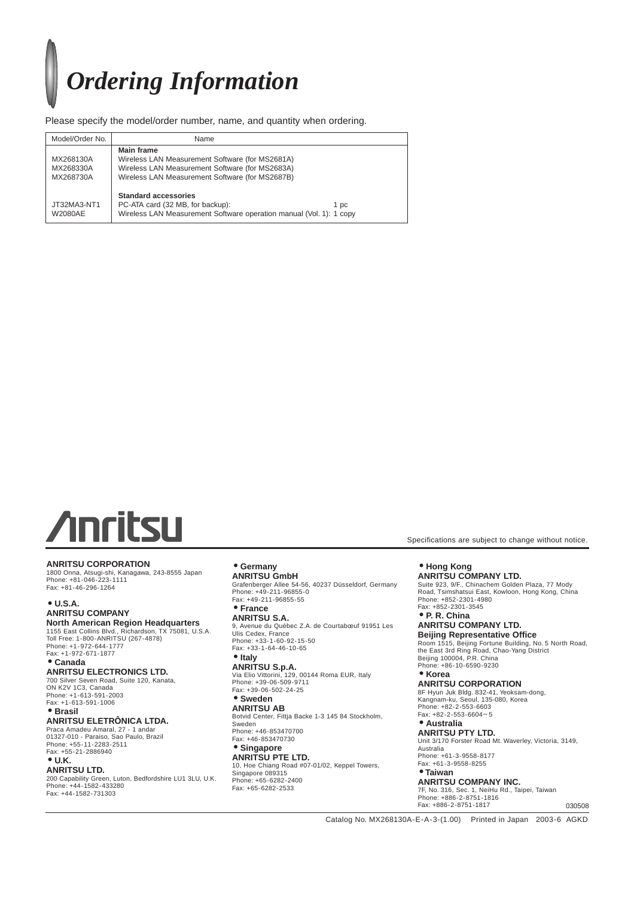# Ordering Information

Please specify the model/order number, name, and quantity when ordering.

| Model/Order No. | Name |
|---|---|
| | **Main frame** |
| MX268130A | Wireless LAN Measurement Software (for MS2681A) |
| MX268330A | Wireless LAN Measurement Software (for MS2683A) |
| MX268730A | Wireless LAN Measurement Software (for MS2687B) |
| | **Standard accessories** |
| JT32MA3-NT1 | PC-ATA card (32 MB, for backup): 1 pc |
| W2080AE | Wireless LAN Measurement Software operation manual (Vol. 1): 1 copy |

Anritsu

Specifications are subject to change without notice.

**ANRITSU CORPORATION**
1800 Onna, Atsugi-shi, Kanagawa, 243-8555 Japan
Phone: +81-046-223-1111
Fax: +81-46-296-1264

**• U.S.A.**
**ANRITSU COMPANY**
**North American Region Headquarters**
1155 East Collins Blvd., Richardson, TX 75081, U.S.A.
Toll Free: 1-800-ANRITSU (267-4878)
Phone: +1-972-644-1777
Fax: +1-972-671-1877

**• Canada**
**ANRITSU ELECTRONICS LTD.**
700 Silver Seven Road, Suite 120, Kanata,
ON K2V 1C3, Canada
Phone: +1-613-591-2003
Fax: +1-613-591-1006

**• Brasil**
**ANRITSU ELETRÔNICA LTDA.**
Praca Amadeu Amaral, 27 - 1 andar
01327-010 - Paraiso, Sao Paulo, Brazil
Phone: +55-11-2283-2511
Fax: +55-21-2886940

**• U.K.**
**ANRITSU LTD.**
200 Capability Green, Luton, Bedfordshire LU1 3LU, U.K.
Phone: +44-1582-433280
Fax: +44-1582-731303

**• Germany**
**ANRITSU GmbH**
Grafenberger Allee 54-56, 40237 Düsseldorf, Germany
Phone: +49-211-96855-0
Fax: +49-211-96855-55

**• France**
**ANRITSU S.A.**
9, Avenue du Québec Z.A. de Courtabœuf 91951 Les Ulis Cedex, France
Phone: +33-1-60-92-15-50
Fax: +33-1-64-46-10-65

**• Italy**
**ANRITSU S.p.A.**
Via Elio Vittorini, 129, 00144 Roma EUR, Italy
Phone: +39-06-509-9711
Fax: +39-06-502-24-25

**• Sweden**
**ANRITSU AB**
Botvid Center, Fittja Backe 1-3 145 84 Stockholm, Sweden
Phone: +46-853470700
Fax: +46-853470730

**• Singapore**
**ANRITSU PTE LTD.**
10, Hoe Chiang Road #07-01/02, Keppel Towers, Singapore 089315
Phone: +65-6282-2400
Fax: +65-6282-2533

**• Hong Kong**
**ANRITSU COMPANY LTD.**
Suite 923, 9/F., Chinachem Golden Plaza, 77 Mody Road, Tsimshatsui East, Kowloon, Hong Kong, China
Phone: +852-2301-4980
Fax: +852-2301-3545

**• P. R. China**
**ANRITSU COMPANY LTD.**
**Beijing Representative Office**
Room 1515, Beijing Fortune Building, No. 5 North Road, the East 3rd Ring Road, Chao-Yang District
Beijing 100004, P.R. China
Phone: +86-10-6590-9230

**• Korea**
**ANRITSU CORPORATION**
8F Hyun Juk Bldg. 832-41, Yeoksam-dong, Kangnam-ku, Seoul, 135-080, Korea
Phone: +82-2-553-6603
Fax: +82-2-553-6604~5

**• Australia**
**ANRITSU PTY LTD.**
Unit 3/170 Forster Road Mt. Waverley, Victoria, 3149, Australia
Phone: +61-3-9558-8177
Fax: +61-3-9558-8255

**• Taiwan**
**ANRITSU COMPANY INC.**
7F, No. 316, Sec. 1, NeiHu Rd., Taipei, Taiwan
Phone: +886-2-8751-1816
Fax: +886-2-8751-1817

030508

Catalog No. MX268130A-E-A-3-(1.00) Printed in Japan 2003-6 AGKD